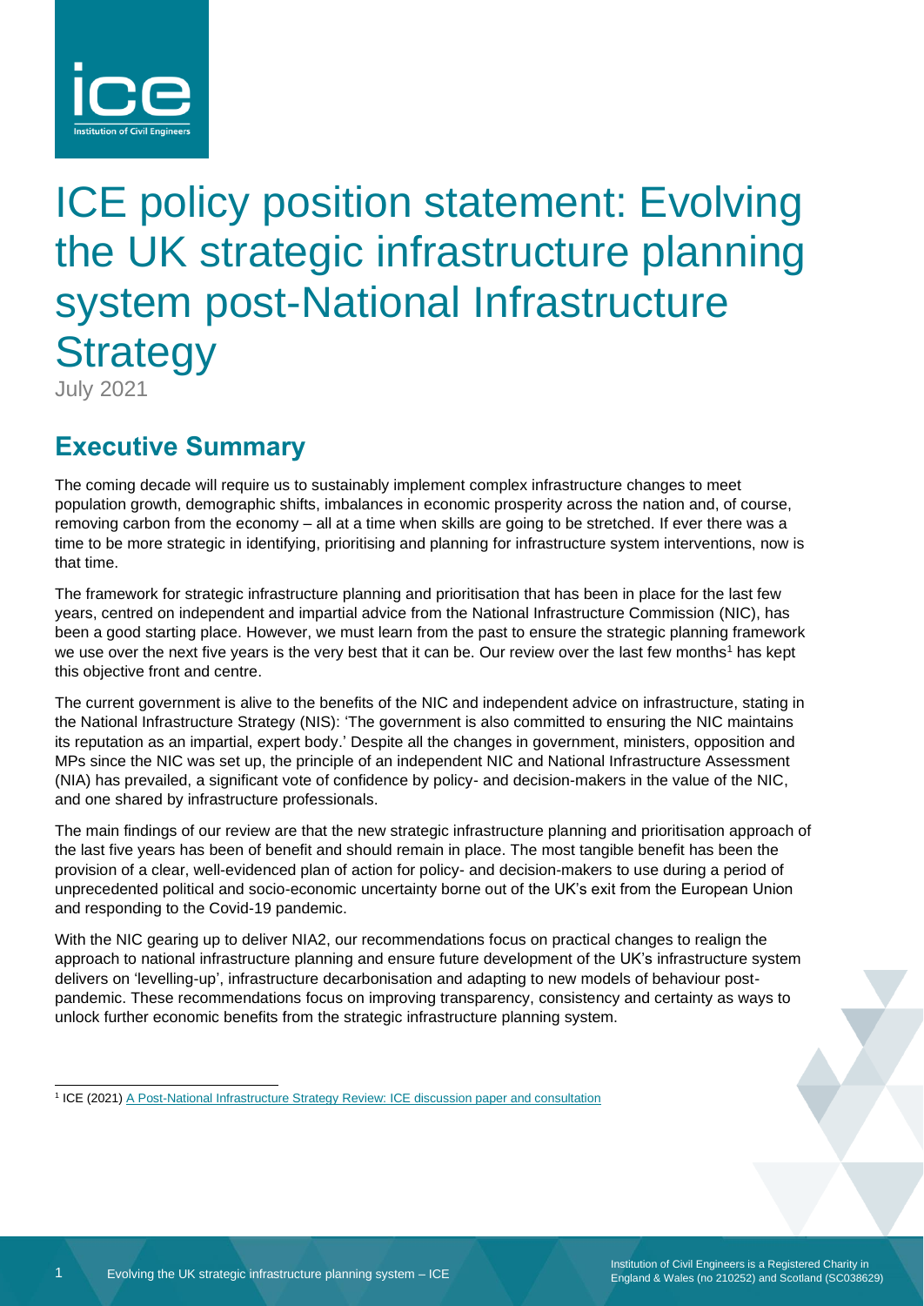# ICE policy position statement: Evolving the UK strategic infrastructure planning system post-National Infrastructure Strategy

July 2021

## Executive Summary

The coming decade will require us to sustainably implement complex infrastructure changes to meet population growth, demographic shifts, imbalances in economic prosperity across the nation and, of course, removing carbon from the economy – all at a time when skills are going to be stretched. If ever there was a time to be more strategic in identifying, prioritising and planning for infrastructure system interventions, now is that time.

The framework for strategic infrastructure planning and prioritisation that has been in place for the last few years, centred on independent and impartial advice from the National Infrastructure Commission (NIC), has been a good starting place. However, we must learn from the past to ensure the strategic planning framework we use over the next five years is the very best that it can be. Our review over the last few months[1] has kept this objective front and centre.

The current government is alive to the benefits of the NIC and independent advice on infrastructure, stating in the National Infrastructure Strategy (NIS): 'The government is also committed to ensuring the NIC maintains its reputation as an impartial, expert body.' Despite all the changes in government, ministers, opposition and MPs since the NIC was set up, the principle of an independent NIC and National Infrastructure Assessment (NIA) has prevailed, a significant vote of confidence by policy- and decision-makers in the value of the NIC, and one shared by infrastructure professionals.

The main findings of our review are that the new strategic infrastructure planning and prioritisation approach of the last five years has been of benefit and should remain in place. The most tangible benefit has been the provision of a clear, well-evidenced plan of action for policy- and decision-makers to use during a period of unprecedented political and socio-economic uncertainty borne out of the UK's exit from the European Union and responding to the Covid-19 pandemic.

With the NIC gearing up to deliver NIA2, our recommendations focus on practical changes to realign the approach to national infrastructure planning and ensure future development of the UK's infrastructure system delivers on 'levelling-up', infrastructure decarbonisation and adapting to new models of behaviour post-pandemic. These recommendations focus on improving transparency, consistency and certainty as ways to unlock further economic benefits from the strategic infrastructure planning system.

---

[1] ICE (2021) A Post-National Infrastructure Strategy Review: ICE discussion paper and consultation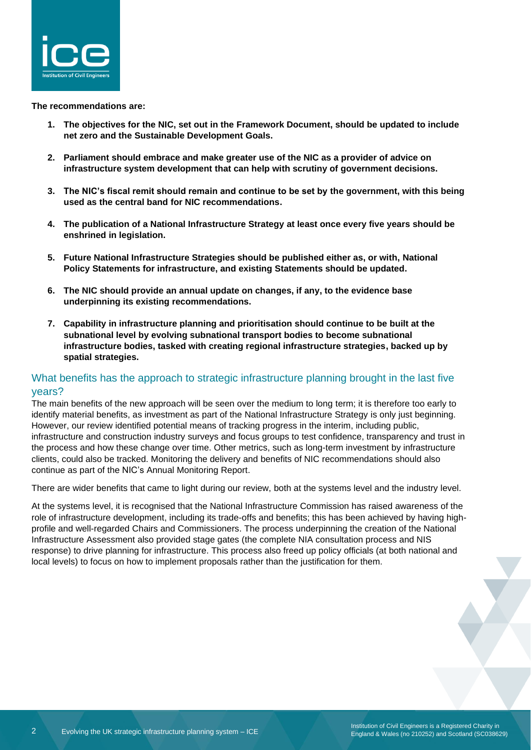**The recommendations are:**

1. **The objectives for the NIC, set out in the Framework Document, should be updated to include net zero and the Sustainable Development Goals.**
2. **Parliament should embrace and make greater use of the NIC as a provider of advice on infrastructure system development that can help with scrutiny of government decisions.**
3. **The NIC's fiscal remit should remain and continue to be set by the government, with this being used as the central band for NIC recommendations.**
4. **The publication of a National Infrastructure Strategy at least once every five years should be enshrined in legislation.**
5. **Future National Infrastructure Strategies should be published either as, or with, National Policy Statements for infrastructure, and existing Statements should be updated.**
6. **The NIC should provide an annual update on changes, if any, to the evidence base underpinning its existing recommendations.**
7. **Capability in infrastructure planning and prioritisation should continue to be built at the subnational level by evolving subnational transport bodies to become subnational infrastructure bodies, tasked with creating regional infrastructure strategies, backed up by spatial strategies.**

## What benefits has the approach to strategic infrastructure planning brought in the last five years?

The main benefits of the new approach will be seen over the medium to long term; it is therefore too early to identify material benefits, as investment as part of the National Infrastructure Strategy is only just beginning. However, our review identified potential means of tracking progress in the interim, including public, infrastructure and construction industry surveys and focus groups to test confidence, transparency and trust in the process and how these change over time. Other metrics, such as long-term investment by infrastructure clients, could also be tracked. Monitoring the delivery and benefits of NIC recommendations should also continue as part of the NIC's Annual Monitoring Report.

There are wider benefits that came to light during our review, both at the systems level and the industry level.

At the systems level, it is recognised that the National Infrastructure Commission has raised awareness of the role of infrastructure development, including its trade-offs and benefits; this has been achieved by having high-profile and well-regarded Chairs and Commissioners. The process underpinning the creation of the National Infrastructure Assessment also provided stage gates (the complete NIA consultation process and NIS response) to drive planning for infrastructure. This process also freed up policy officials (at both national and local levels) to focus on how to implement proposals rather than the justification for them.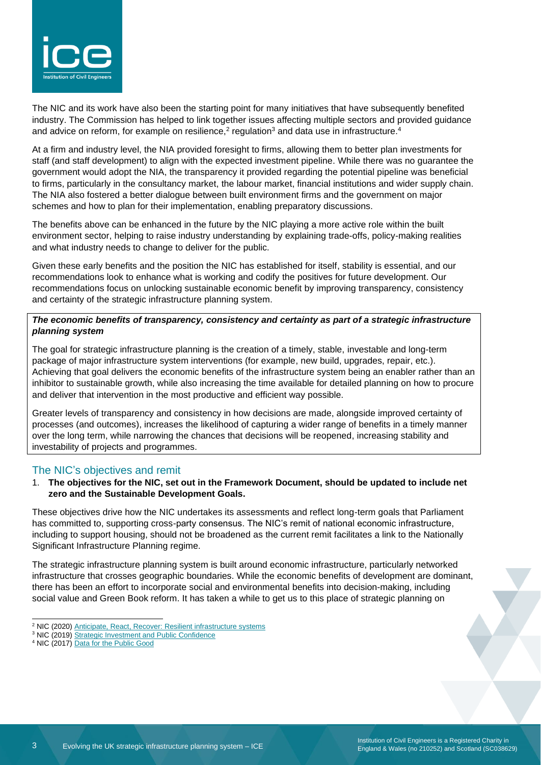The NIC and its work have also been the starting point for many initiatives that have subsequently benefited industry. The Commission has helped to link together issues affecting multiple sectors and provided guidance and advice on reform, for example on resilience,[2] regulation[3] and data use in infrastructure.[4]

At a firm and industry level, the NIA provided foresight to firms, allowing them to better plan investments for staff (and staff development) to align with the expected investment pipeline. While there was no guarantee the government would adopt the NIA, the transparency it provided regarding the potential pipeline was beneficial to firms, particularly in the consultancy market, the labour market, financial institutions and wider supply chain. The NIA also fostered a better dialogue between built environment firms and the government on major schemes and how to plan for their implementation, enabling preparatory discussions.

The benefits above can be enhanced in the future by the NIC playing a more active role within the built environment sector, helping to raise industry understanding by explaining trade-offs, policy-making realities and what industry needs to change to deliver for the public.

Given these early benefits and the position the NIC has established for itself, stability is essential, and our recommendations look to enhance what is working and codify the positives for future development. Our recommendations focus on unlocking sustainable economic benefit by improving transparency, consistency and certainty of the strategic infrastructure planning system.

***The economic benefits of transparency, consistency and certainty as part of a strategic infrastructure planning system***

The goal for strategic infrastructure planning is the creation of a timely, stable, investable and long-term package of major infrastructure system interventions (for example, new build, upgrades, repair, etc.). Achieving that goal delivers the economic benefits of the infrastructure system being an enabler rather than an inhibitor to sustainable growth, while also increasing the time available for detailed planning on how to procure and deliver that intervention in the most productive and efficient way possible.

Greater levels of transparency and consistency in how decisions are made, alongside improved certainty of processes (and outcomes), increases the likelihood of capturing a wider range of benefits in a timely manner over the long term, while narrowing the chances that decisions will be reopened, increasing stability and investability of projects and programmes.

## The NIC's objectives and remit

1. **The objectives for the NIC, set out in the Framework Document, should be updated to include net zero and the Sustainable Development Goals.**

These objectives drive how the NIC undertakes its assessments and reflect long-term goals that Parliament has committed to, supporting cross-party consensus. The NIC's remit of national economic infrastructure, including to support housing, should not be broadened as the current remit facilitates a link to the Nationally Significant Infrastructure Planning regime.

The strategic infrastructure planning system is built around economic infrastructure, particularly networked infrastructure that crosses geographic boundaries. While the economic benefits of development are dominant, there has been an effort to incorporate social and environmental benefits into decision-making, including social value and Green Book reform. It has taken a while to get us to this place of strategic planning on

---

[2] NIC (2020) Anticipate, React, Recover: Resilient infrastructure systems

[3] NIC (2019) Strategic Investment and Public Confidence

[4] NIC (2017) Data for the Public Good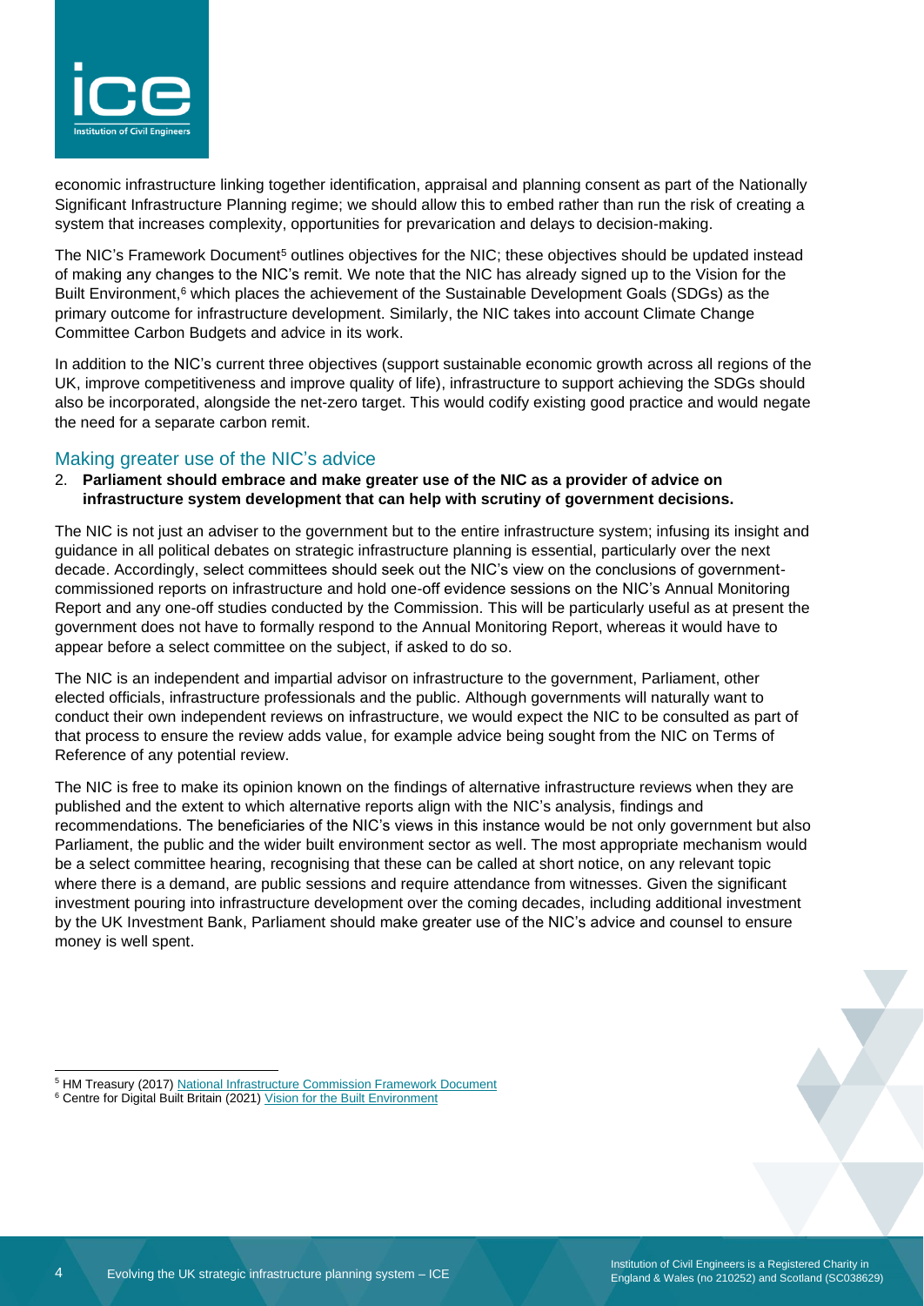economic infrastructure linking together identification, appraisal and planning consent as part of the Nationally Significant Infrastructure Planning regime; we should allow this to embed rather than run the risk of creating a system that increases complexity, opportunities for prevarication and delays to decision-making.

The NIC's Framework Document[5] outlines objectives for the NIC; these objectives should be updated instead of making any changes to the NIC's remit. We note that the NIC has already signed up to the Vision for the Built Environment,[6] which places the achievement of the Sustainable Development Goals (SDGs) as the primary outcome for infrastructure development. Similarly, the NIC takes into account Climate Change Committee Carbon Budgets and advice in its work.

In addition to the NIC's current three objectives (support sustainable economic growth across all regions of the UK, improve competitiveness and improve quality of life), infrastructure to support achieving the SDGs should also be incorporated, alongside the net-zero target. This would codify existing good practice and would negate the need for a separate carbon remit.

## Making greater use of the NIC's advice

2. **Parliament should embrace and make greater use of the NIC as a provider of advice on infrastructure system development that can help with scrutiny of government decisions.**

The NIC is not just an adviser to the government but to the entire infrastructure system; infusing its insight and guidance in all political debates on strategic infrastructure planning is essential, particularly over the next decade. Accordingly, select committees should seek out the NIC's view on the conclusions of government-commissioned reports on infrastructure and hold one-off evidence sessions on the NIC's Annual Monitoring Report and any one-off studies conducted by the Commission. This will be particularly useful as at present the government does not have to formally respond to the Annual Monitoring Report, whereas it would have to appear before a select committee on the subject, if asked to do so.

The NIC is an independent and impartial advisor on infrastructure to the government, Parliament, other elected officials, infrastructure professionals and the public. Although governments will naturally want to conduct their own independent reviews on infrastructure, we would expect the NIC to be consulted as part of that process to ensure the review adds value, for example advice being sought from the NIC on Terms of Reference of any potential review.

The NIC is free to make its opinion known on the findings of alternative infrastructure reviews when they are published and the extent to which alternative reports align with the NIC's analysis, findings and recommendations. The beneficiaries of the NIC's views in this instance would be not only government but also Parliament, the public and the wider built environment sector as well. The most appropriate mechanism would be a select committee hearing, recognising that these can be called at short notice, on any relevant topic where there is a demand, are public sessions and require attendance from witnesses. Given the significant investment pouring into infrastructure development over the coming decades, including additional investment by the UK Investment Bank, Parliament should make greater use of the NIC's advice and counsel to ensure money is well spent.

[5] HM Treasury (2017) National Infrastructure Commission Framework Document

[6] Centre for Digital Built Britain (2021) Vision for the Built Environment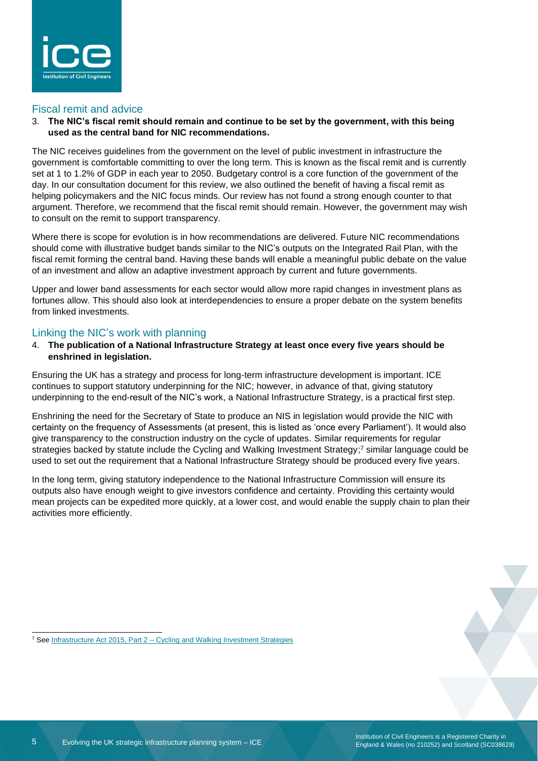## Fiscal remit and advice

3. **The NIC's fiscal remit should remain and continue to be set by the government, with this being used as the central band for NIC recommendations.**

The NIC receives guidelines from the government on the level of public investment in infrastructure the government is comfortable committing to over the long term. This is known as the fiscal remit and is currently set at 1 to 1.2% of GDP in each year to 2050. Budgetary control is a core function of the government of the day. In our consultation document for this review, we also outlined the benefit of having a fiscal remit as helping policymakers and the NIC focus minds. Our review has not found a strong enough counter to that argument. Therefore, we recommend that the fiscal remit should remain. However, the government may wish to consult on the remit to support transparency.

Where there is scope for evolution is in how recommendations are delivered. Future NIC recommendations should come with illustrative budget bands similar to the NIC's outputs on the Integrated Rail Plan, with the fiscal remit forming the central band. Having these bands will enable a meaningful public debate on the value of an investment and allow an adaptive investment approach by current and future governments.

Upper and lower band assessments for each sector would allow more rapid changes in investment plans as fortunes allow. This should also look at interdependencies to ensure a proper debate on the system benefits from linked investments.

## Linking the NIC's work with planning

4. **The publication of a National Infrastructure Strategy at least once every five years should be enshrined in legislation.**

Ensuring the UK has a strategy and process for long-term infrastructure development is important. ICE continues to support statutory underpinning for the NIC; however, in advance of that, giving statutory underpinning to the end-result of the NIC's work, a National Infrastructure Strategy, is a practical first step.

Enshrining the need for the Secretary of State to produce an NIS in legislation would provide the NIC with certainty on the frequency of Assessments (at present, this is listed as 'once every Parliament'). It would also give transparency to the construction industry on the cycle of updates. Similar requirements for regular strategies backed by statute include the Cycling and Walking Investment Strategy;[7] similar language could be used to set out the requirement that a National Infrastructure Strategy should be produced every five years.

In the long term, giving statutory independence to the National Infrastructure Commission will ensure its outputs also have enough weight to give investors confidence and certainty. Providing this certainty would mean projects can be expedited more quickly, at a lower cost, and would enable the supply chain to plan their activities more efficiently.

---

[7] See Infrastructure Act 2015, Part 2 – Cycling and Walking Investment Strategies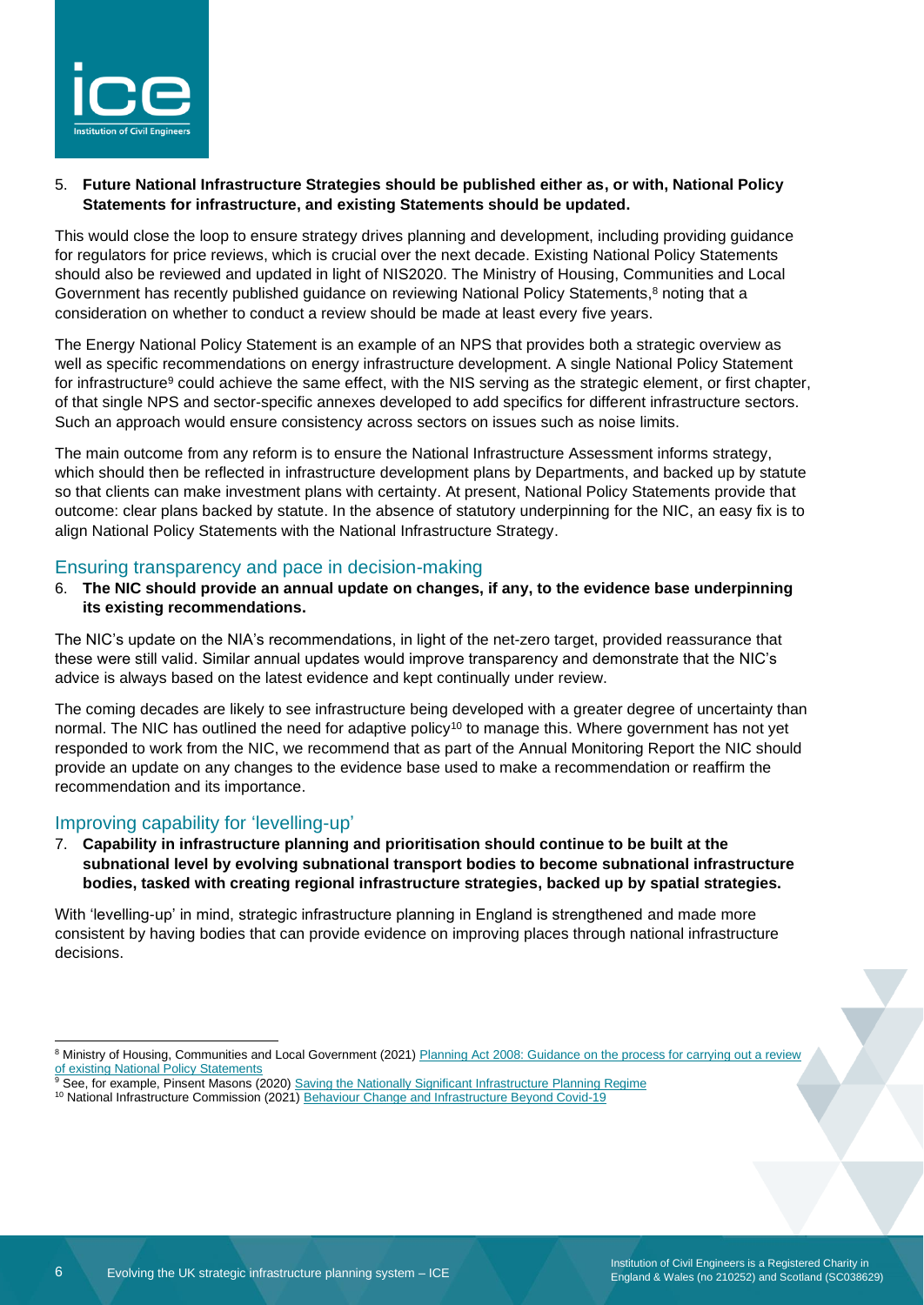5. **Future National Infrastructure Strategies should be published either as, or with, National Policy Statements for infrastructure, and existing Statements should be updated.**

This would close the loop to ensure strategy drives planning and development, including providing guidance for regulators for price reviews, which is crucial over the next decade. Existing National Policy Statements should also be reviewed and updated in light of NIS2020. The Ministry of Housing, Communities and Local Government has recently published guidance on reviewing National Policy Statements,[8] noting that a consideration on whether to conduct a review should be made at least every five years.

The Energy National Policy Statement is an example of an NPS that provides both a strategic overview as well as specific recommendations on energy infrastructure development. A single National Policy Statement for infrastructure[9] could achieve the same effect, with the NIS serving as the strategic element, or first chapter, of that single NPS and sector-specific annexes developed to add specifics for different infrastructure sectors. Such an approach would ensure consistency across sectors on issues such as noise limits.

The main outcome from any reform is to ensure the National Infrastructure Assessment informs strategy, which should then be reflected in infrastructure development plans by Departments, and backed up by statute so that clients can make investment plans with certainty. At present, National Policy Statements provide that outcome: clear plans backed by statute. In the absence of statutory underpinning for the NIC, an easy fix is to align National Policy Statements with the National Infrastructure Strategy.

## Ensuring transparency and pace in decision-making

6. **The NIC should provide an annual update on changes, if any, to the evidence base underpinning its existing recommendations.**

The NIC's update on the NIA's recommendations, in light of the net-zero target, provided reassurance that these were still valid. Similar annual updates would improve transparency and demonstrate that the NIC's advice is always based on the latest evidence and kept continually under review.

The coming decades are likely to see infrastructure being developed with a greater degree of uncertainty than normal. The NIC has outlined the need for adaptive policy[10] to manage this. Where government has not yet responded to work from the NIC, we recommend that as part of the Annual Monitoring Report the NIC should provide an update on any changes to the evidence base used to make a recommendation or reaffirm the recommendation and its importance.

## Improving capability for 'levelling-up'

7. **Capability in infrastructure planning and prioritisation should continue to be built at the subnational level by evolving subnational transport bodies to become subnational infrastructure bodies, tasked with creating regional infrastructure strategies, backed up by spatial strategies.**

With 'levelling-up' in mind, strategic infrastructure planning in England is strengthened and made more consistent by having bodies that can provide evidence on improving places through national infrastructure decisions.

---

[8] Ministry of Housing, Communities and Local Government (2021) Planning Act 2008: Guidance on the process for carrying out a review of existing National Policy Statements

[9] See, for example, Pinsent Masons (2020) Saving the Nationally Significant Infrastructure Planning Regime

[10] National Infrastructure Commission (2021) Behaviour Change and Infrastructure Beyond Covid-19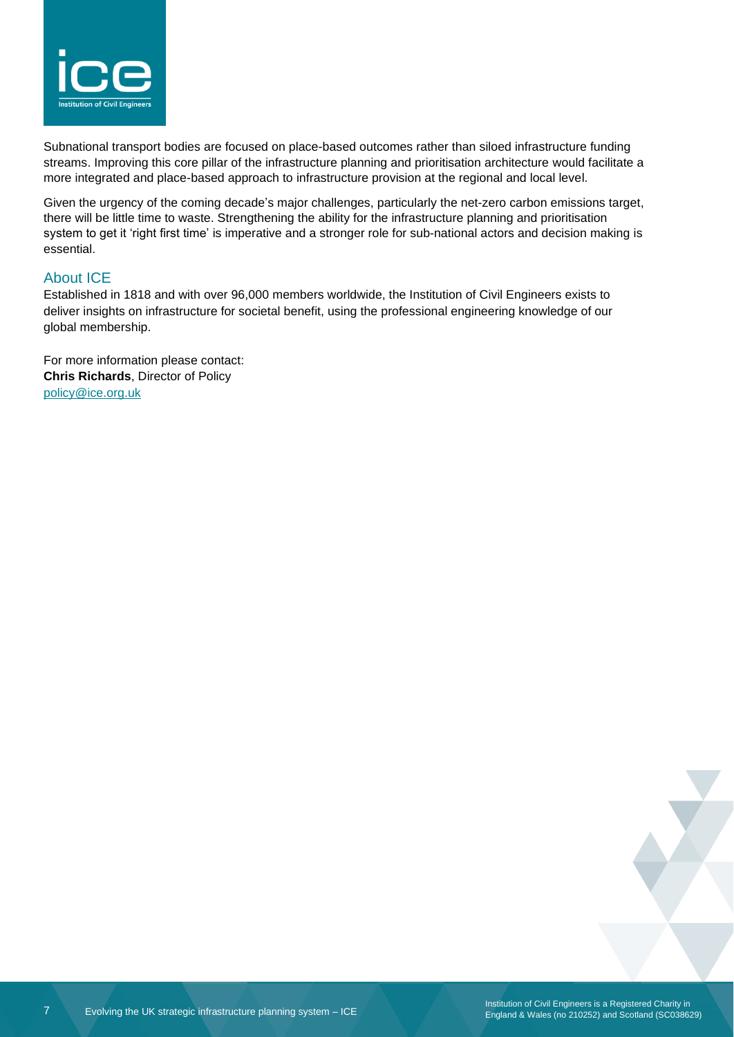Subnational transport bodies are focused on place-based outcomes rather than siloed infrastructure funding streams. Improving this core pillar of the infrastructure planning and prioritisation architecture would facilitate a more integrated and place-based approach to infrastructure provision at the regional and local level.

Given the urgency of the coming decade's major challenges, particularly the net-zero carbon emissions target, there will be little time to waste. Strengthening the ability for the infrastructure planning and prioritisation system to get it 'right first time' is imperative and a stronger role for sub-national actors and decision making is essential.

## About ICE

Established in 1818 and with over 96,000 members worldwide, the Institution of Civil Engineers exists to deliver insights on infrastructure for societal benefit, using the professional engineering knowledge of our global membership.

For more information please contact:
**Chris Richards**, Director of Policy
policy@ice.org.uk

Institution of Civil Engineers is a Registered Charity in England & Wales (no 210252) and Scotland (SC038629)